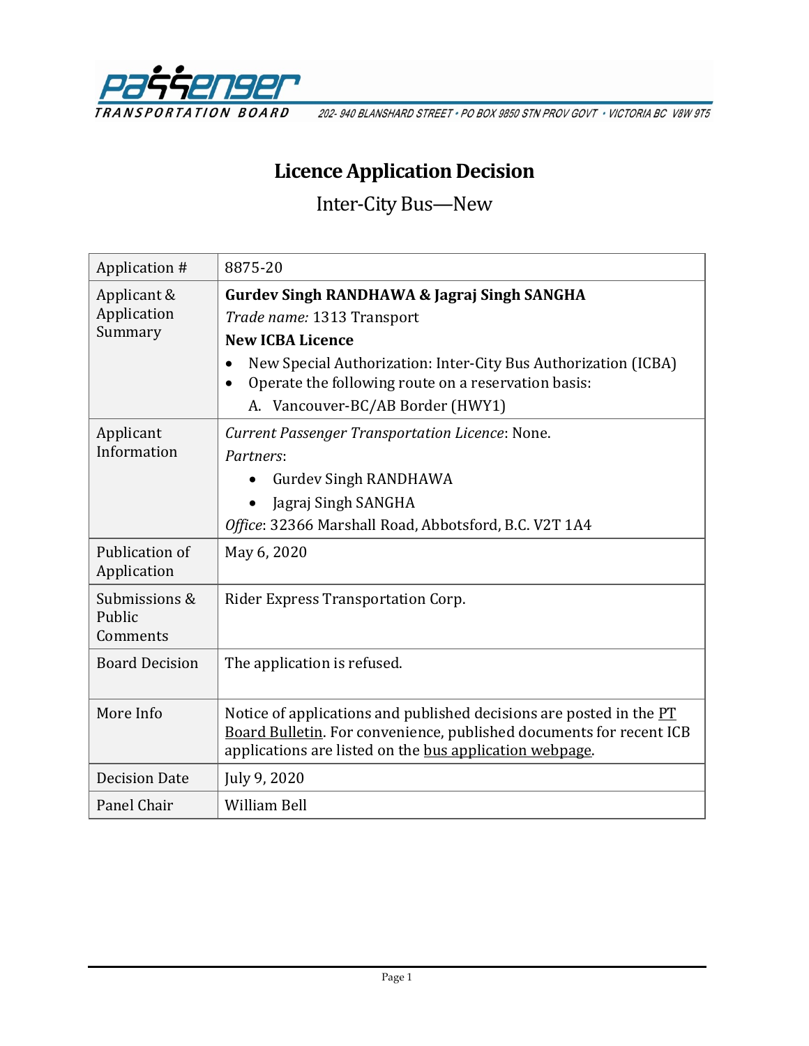PASSENGER TRANSPORTATION BOARD
202- 940 BLANSHARD STREET • PO BOX 9850 STN PROV GOVT • VICTORIA BC V8W 9T5

# Licence Application Decision

## Inter-City Bus—New

| | |
|---|---|
| Application # | 8875-20 |
| Applicant & Application Summary | **Gurdev Singh RANDHAWA & Jagraj Singh SANGHA**<br>*Trade name:* 1313 Transport<br>**New ICBA Licence**<br>• New Special Authorization: Inter-City Bus Authorization (ICBA)<br>• Operate the following route on a reservation basis:<br>A. Vancouver-BC/AB Border (HWY1) |
| Applicant Information | *Current Passenger Transportation Licence*: None.<br>*Partners*:<br>• Gurdev Singh RANDHAWA<br>• Jagraj Singh SANGHA<br>*Office*: 32366 Marshall Road, Abbotsford, B.C. V2T 1A4 |
| Publication of Application | May 6, 2020 |
| Submissions & Public Comments | Rider Express Transportation Corp. |
| Board Decision | The application is refused. |
| More Info | Notice of applications and published decisions are posted in the PT Board Bulletin. For convenience, published documents for recent ICB applications are listed on the bus application webpage. |
| Decision Date | July 9, 2020 |
| Panel Chair | William Bell |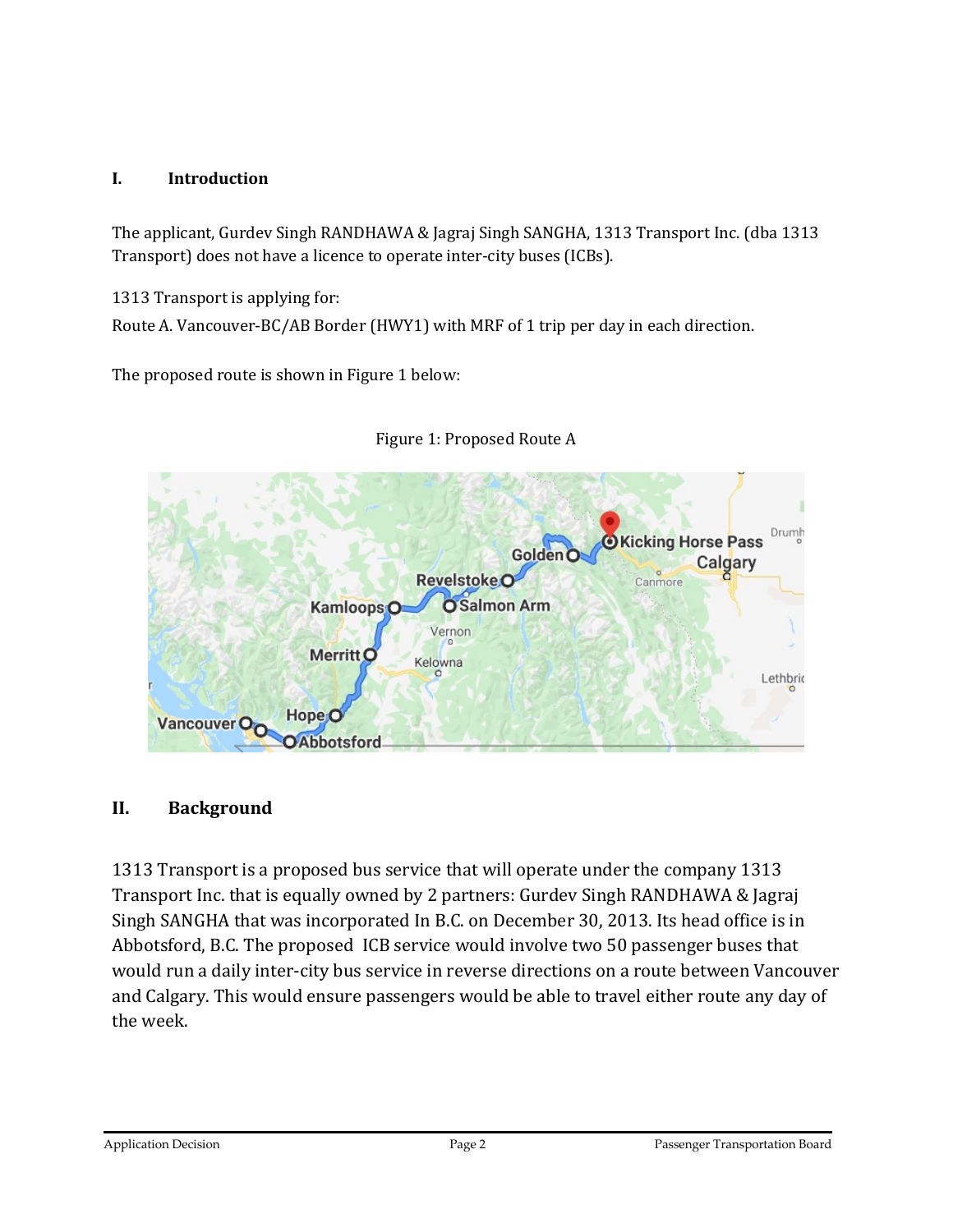## I. Introduction

The applicant, Gurdev Singh RANDHAWA & Jagraj Singh SANGHA, 1313 Transport Inc. (dba 1313 Transport) does not have a licence to operate inter-city buses (ICBs).

1313 Transport is applying for:

Route A. Vancouver-BC/AB Border (HWY1) with MRF of 1 trip per day in each direction.

The proposed route is shown in Figure 1 below:

Figure 1: Proposed Route A

## II. Background

1313 Transport is a proposed bus service that will operate under the company 1313 Transport Inc. that is equally owned by 2 partners: Gurdev Singh RANDHAWA & Jagraj Singh SANGHA that was incorporated In B.C. on December 30, 2013. Its head office is in Abbotsford, B.C. The proposed ICB service would involve two 50 passenger buses that would run a daily inter-city bus service in reverse directions on a route between Vancouver and Calgary. This would ensure passengers would be able to travel either route any day of the week.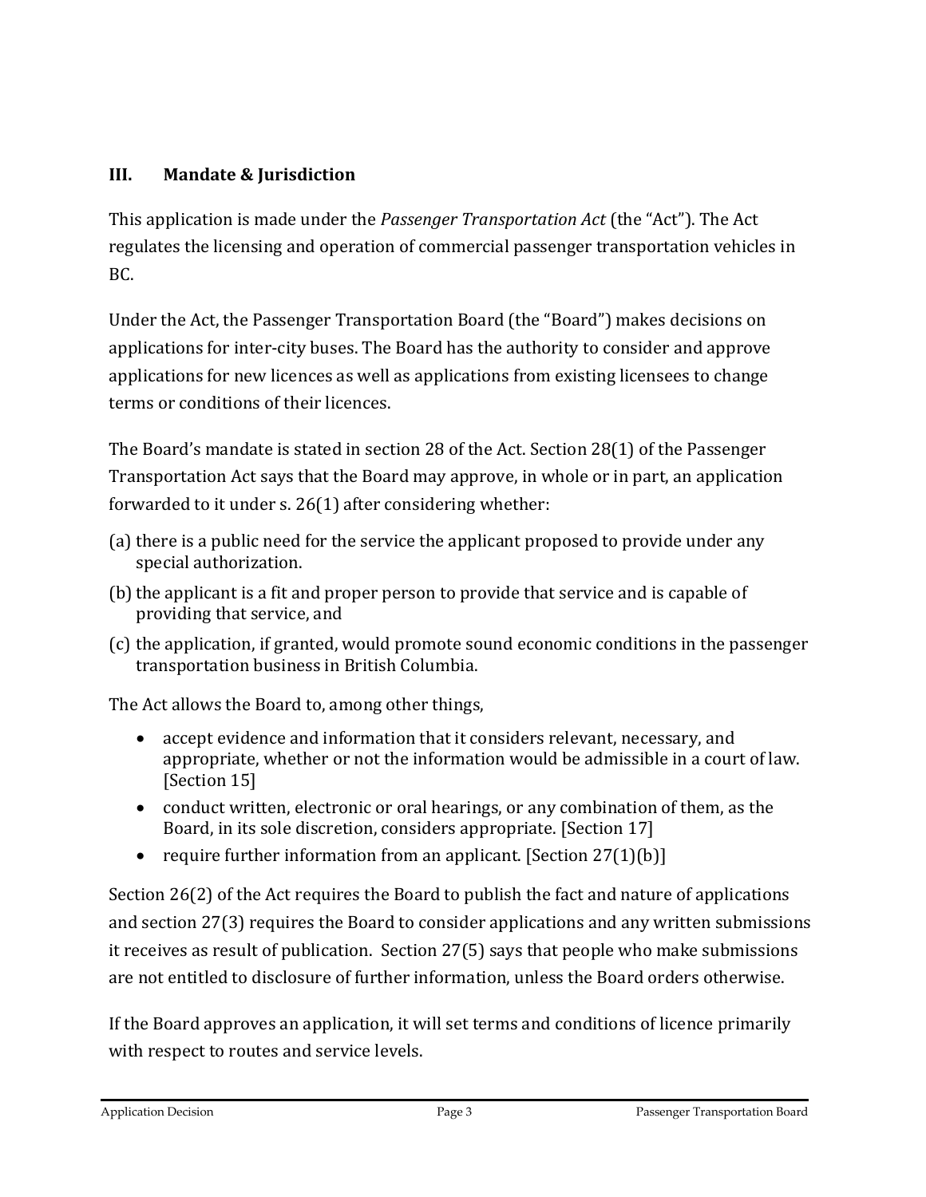## III. Mandate & Jurisdiction

This application is made under the *Passenger Transportation Act* (the "Act"). The Act regulates the licensing and operation of commercial passenger transportation vehicles in BC.

Under the Act, the Passenger Transportation Board (the "Board") makes decisions on applications for inter-city buses. The Board has the authority to consider and approve applications for new licences as well as applications from existing licensees to change terms or conditions of their licences.

The Board's mandate is stated in section 28 of the Act. Section 28(1) of the Passenger Transportation Act says that the Board may approve, in whole or in part, an application forwarded to it under s. 26(1) after considering whether:

(a) there is a public need for the service the applicant proposed to provide under any special authorization.

(b) the applicant is a fit and proper person to provide that service and is capable of providing that service, and

(c) the application, if granted, would promote sound economic conditions in the passenger transportation business in British Columbia.

The Act allows the Board to, among other things,

- accept evidence and information that it considers relevant, necessary, and appropriate, whether or not the information would be admissible in a court of law. [Section 15]
- conduct written, electronic or oral hearings, or any combination of them, as the Board, in its sole discretion, considers appropriate. [Section 17]
- require further information from an applicant. [Section 27(1)(b)]

Section 26(2) of the Act requires the Board to publish the fact and nature of applications and section 27(3) requires the Board to consider applications and any written submissions it receives as result of publication. Section 27(5) says that people who make submissions are not entitled to disclosure of further information, unless the Board orders otherwise.

If the Board approves an application, it will set terms and conditions of licence primarily with respect to routes and service levels.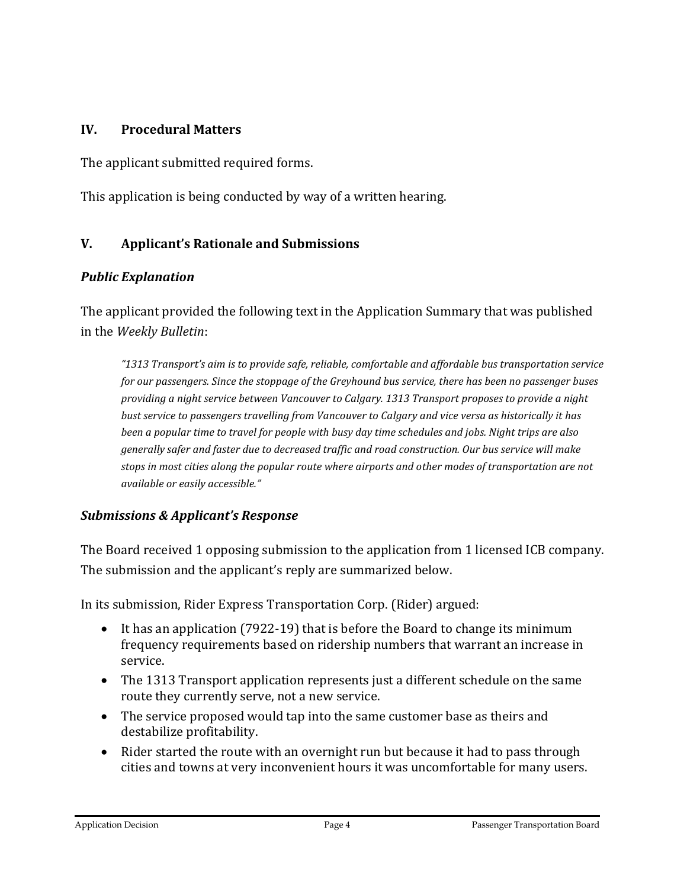## IV. Procedural Matters

The applicant submitted required forms.

This application is being conducted by way of a written hearing.

## V. Applicant's Rationale and Submissions

### *Public Explanation*

The applicant provided the following text in the Application Summary that was published in the *Weekly Bulletin*:

> *"1313 Transport's aim is to provide safe, reliable, comfortable and affordable bus transportation service for our passengers. Since the stoppage of the Greyhound bus service, there has been no passenger buses providing a night service between Vancouver to Calgary. 1313 Transport proposes to provide a night bust service to passengers travelling from Vancouver to Calgary and vice versa as historically it has been a popular time to travel for people with busy day time schedules and jobs. Night trips are also generally safer and faster due to decreased traffic and road construction. Our bus service will make stops in most cities along the popular route where airports and other modes of transportation are not available or easily accessible."*

### *Submissions & Applicant's Response*

The Board received 1 opposing submission to the application from 1 licensed ICB company. The submission and the applicant's reply are summarized below.

In its submission, Rider Express Transportation Corp. (Rider) argued:

- It has an application (7922-19) that is before the Board to change its minimum frequency requirements based on ridership numbers that warrant an increase in service.
- The 1313 Transport application represents just a different schedule on the same route they currently serve, not a new service.
- The service proposed would tap into the same customer base as theirs and destabilize profitability.
- Rider started the route with an overnight run but because it had to pass through cities and towns at very inconvenient hours it was uncomfortable for many users.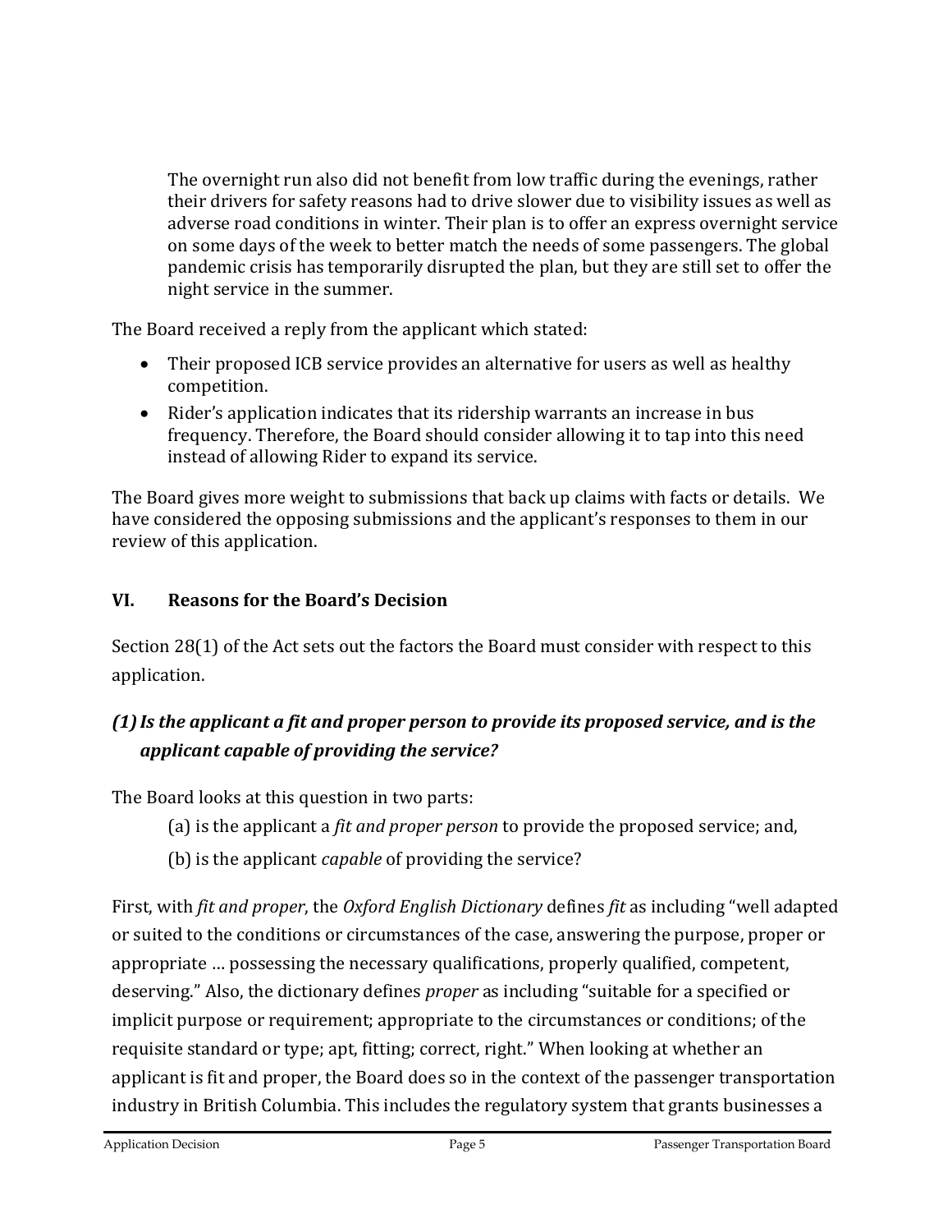> The overnight run also did not benefit from low traffic during the evenings, rather their drivers for safety reasons had to drive slower due to visibility issues as well as adverse road conditions in winter. Their plan is to offer an express overnight service on some days of the week to better match the needs of some passengers. The global pandemic crisis has temporarily disrupted the plan, but they are still set to offer the night service in the summer.

The Board received a reply from the applicant which stated:

- Their proposed ICB service provides an alternative for users as well as healthy competition.
- Rider's application indicates that its ridership warrants an increase in bus frequency. Therefore, the Board should consider allowing it to tap into this need instead of allowing Rider to expand its service.

The Board gives more weight to submissions that back up claims with facts or details. We have considered the opposing submissions and the applicant's responses to them in our review of this application.

## VI. Reasons for the Board's Decision

Section 28(1) of the Act sets out the factors the Board must consider with respect to this application.

### *(1) Is the applicant a fit and proper person to provide its proposed service, and is the applicant capable of providing the service?*

The Board looks at this question in two parts:

(a) is the applicant a *fit and proper person* to provide the proposed service; and,

(b) is the applicant *capable* of providing the service?

First, with *fit and proper*, the *Oxford English Dictionary* defines *fit* as including "well adapted or suited to the conditions or circumstances of the case, answering the purpose, proper or appropriate … possessing the necessary qualifications, properly qualified, competent, deserving." Also, the dictionary defines *proper* as including "suitable for a specified or implicit purpose or requirement; appropriate to the circumstances or conditions; of the requisite standard or type; apt, fitting; correct, right." When looking at whether an applicant is fit and proper, the Board does so in the context of the passenger transportation industry in British Columbia. This includes the regulatory system that grants businesses a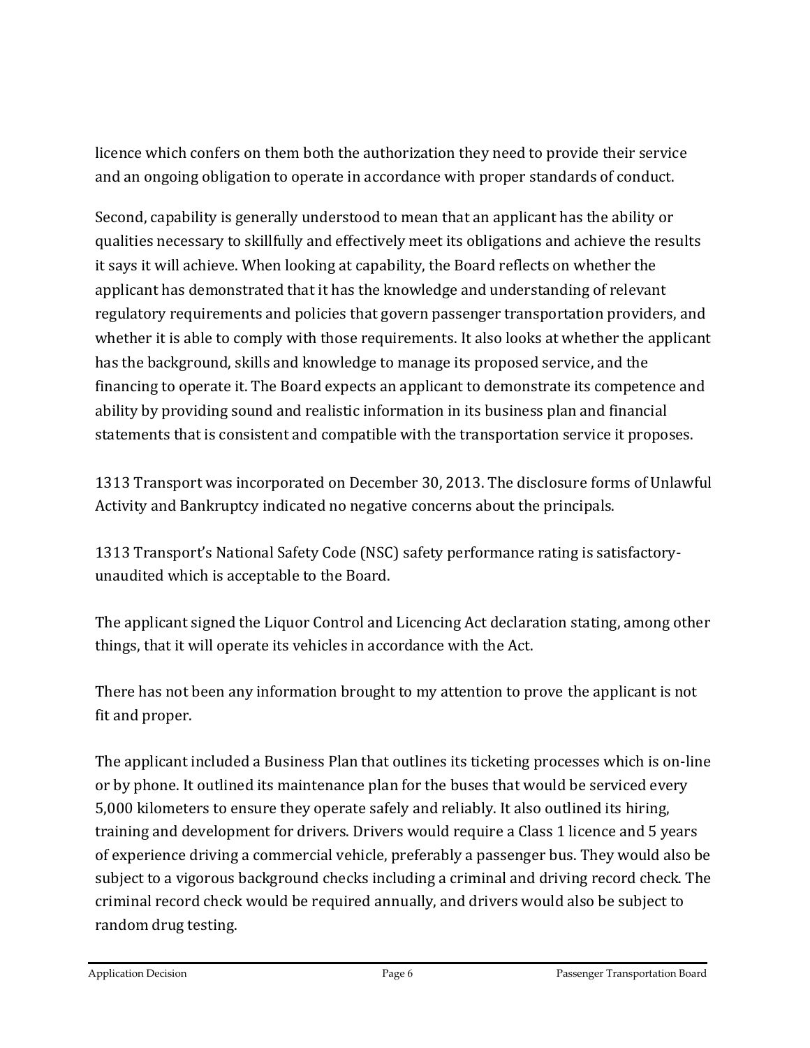licence which confers on them both the authorization they need to provide their service and an ongoing obligation to operate in accordance with proper standards of conduct.

Second, capability is generally understood to mean that an applicant has the ability or qualities necessary to skillfully and effectively meet its obligations and achieve the results it says it will achieve. When looking at capability, the Board reflects on whether the applicant has demonstrated that it has the knowledge and understanding of relevant regulatory requirements and policies that govern passenger transportation providers, and whether it is able to comply with those requirements. It also looks at whether the applicant has the background, skills and knowledge to manage its proposed service, and the financing to operate it. The Board expects an applicant to demonstrate its competence and ability by providing sound and realistic information in its business plan and financial statements that is consistent and compatible with the transportation service it proposes.

1313 Transport was incorporated on December 30, 2013. The disclosure forms of Unlawful Activity and Bankruptcy indicated no negative concerns about the principals.

1313 Transport's National Safety Code (NSC) safety performance rating is satisfactory-unaudited which is acceptable to the Board.

The applicant signed the Liquor Control and Licencing Act declaration stating, among other things, that it will operate its vehicles in accordance with the Act.

There has not been any information brought to my attention to prove the applicant is not fit and proper.

The applicant included a Business Plan that outlines its ticketing processes which is on-line or by phone. It outlined its maintenance plan for the buses that would be serviced every 5,000 kilometers to ensure they operate safely and reliably. It also outlined its hiring, training and development for drivers. Drivers would require a Class 1 licence and 5 years of experience driving a commercial vehicle, preferably a passenger bus. They would also be subject to a vigorous background checks including a criminal and driving record check. The criminal record check would be required annually, and drivers would also be subject to random drug testing.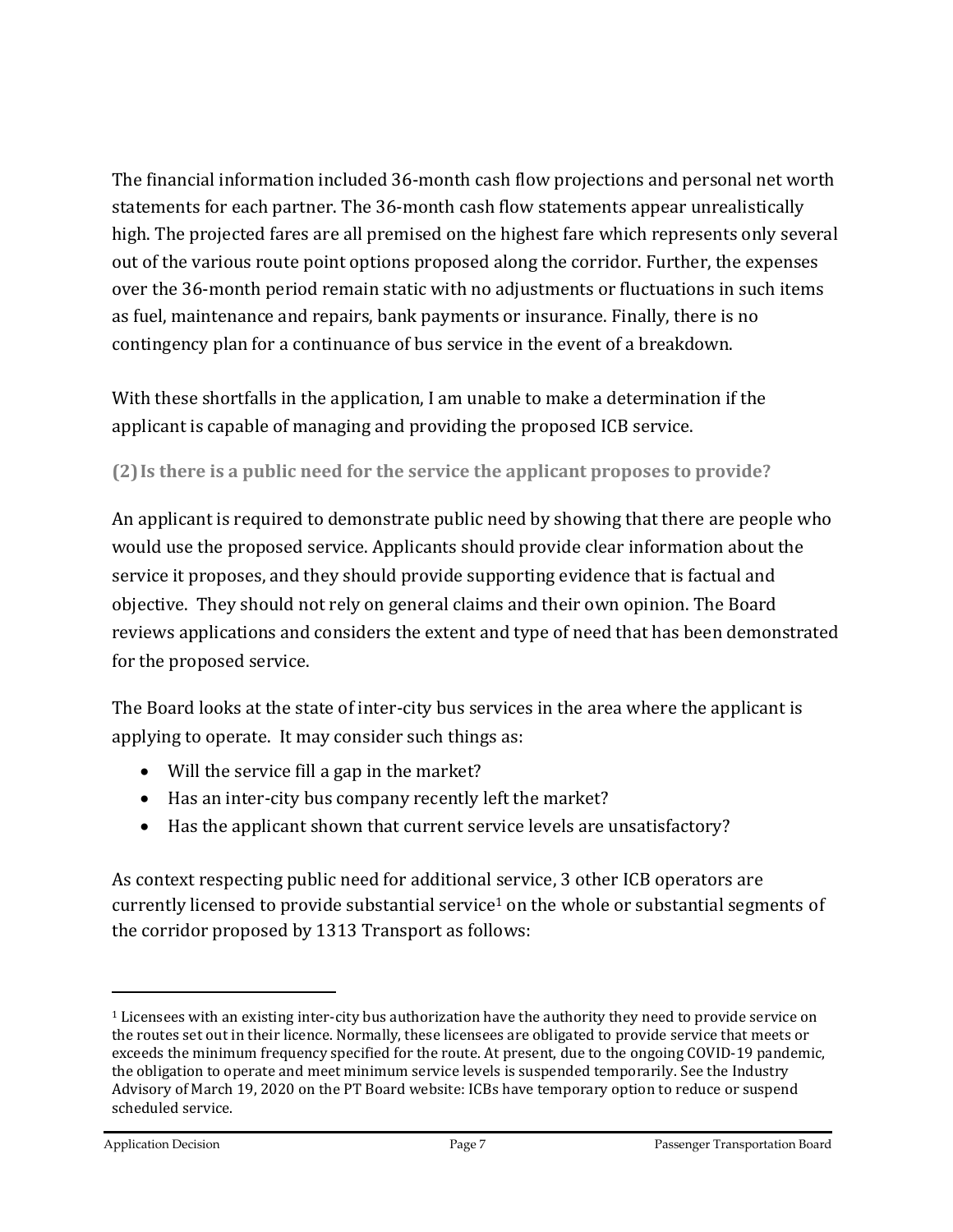The financial information included 36-month cash flow projections and personal net worth statements for each partner. The 36-month cash flow statements appear unrealistically high. The projected fares are all premised on the highest fare which represents only several out of the various route point options proposed along the corridor. Further, the expenses over the 36-month period remain static with no adjustments or fluctuations in such items as fuel, maintenance and repairs, bank payments or insurance. Finally, there is no contingency plan for a continuance of bus service in the event of a breakdown.

With these shortfalls in the application, I am unable to make a determination if the applicant is capable of managing and providing the proposed ICB service.

### (2) Is there is a public need for the service the applicant proposes to provide?

An applicant is required to demonstrate public need by showing that there are people who would use the proposed service. Applicants should provide clear information about the service it proposes, and they should provide supporting evidence that is factual and objective. They should not rely on general claims and their own opinion. The Board reviews applications and considers the extent and type of need that has been demonstrated for the proposed service.

The Board looks at the state of inter-city bus services in the area where the applicant is applying to operate. It may consider such things as:

- Will the service fill a gap in the market?
- Has an inter-city bus company recently left the market?
- Has the applicant shown that current service levels are unsatisfactory?

As context respecting public need for additional service, 3 other ICB operators are currently licensed to provide substantial service[1] on the whole or substantial segments of the corridor proposed by 1313 Transport as follows:

---

[1] Licensees with an existing inter-city bus authorization have the authority they need to provide service on the routes set out in their licence. Normally, these licensees are obligated to provide service that meets or exceeds the minimum frequency specified for the route. At present, due to the ongoing COVID-19 pandemic, the obligation to operate and meet minimum service levels is suspended temporarily. See the Industry Advisory of March 19, 2020 on the PT Board website: ICBs have temporary option to reduce or suspend scheduled service.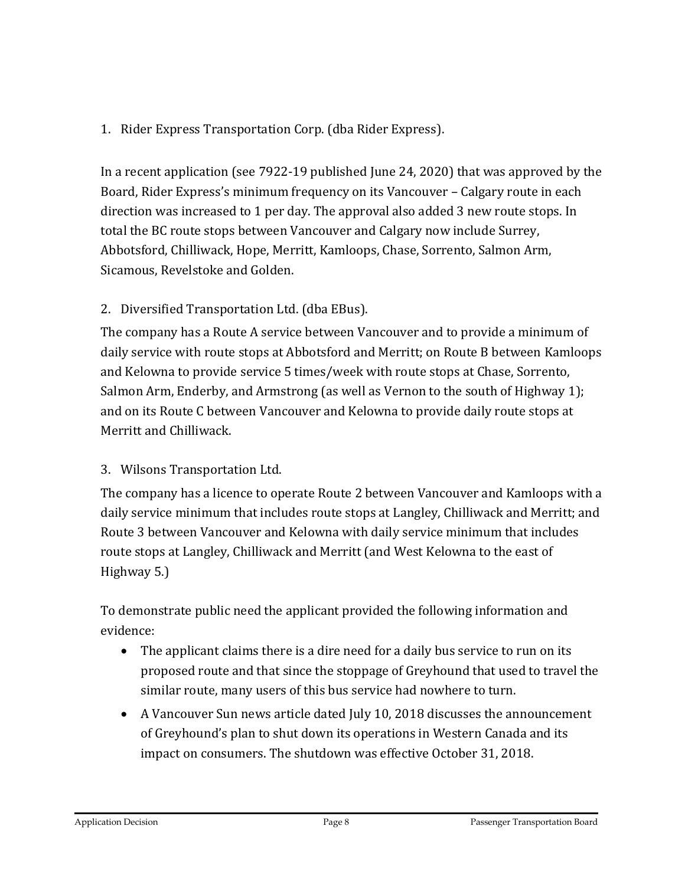1. Rider Express Transportation Corp. (dba Rider Express).

In a recent application (see 7922-19 published June 24, 2020) that was approved by the Board, Rider Express's minimum frequency on its Vancouver – Calgary route in each direction was increased to 1 per day. The approval also added 3 new route stops. In total the BC route stops between Vancouver and Calgary now include Surrey, Abbotsford, Chilliwack, Hope, Merritt, Kamloops, Chase, Sorrento, Salmon Arm, Sicamous, Revelstoke and Golden.

2. Diversified Transportation Ltd. (dba EBus).

The company has a Route A service between Vancouver and to provide a minimum of daily service with route stops at Abbotsford and Merritt; on Route B between Kamloops and Kelowna to provide service 5 times/week with route stops at Chase, Sorrento, Salmon Arm, Enderby, and Armstrong (as well as Vernon to the south of Highway 1); and on its Route C between Vancouver and Kelowna to provide daily route stops at Merritt and Chilliwack.

3. Wilsons Transportation Ltd.

The company has a licence to operate Route 2 between Vancouver and Kamloops with a daily service minimum that includes route stops at Langley, Chilliwack and Merritt; and Route 3 between Vancouver and Kelowna with daily service minimum that includes route stops at Langley, Chilliwack and Merritt (and West Kelowna to the east of Highway 5.)

To demonstrate public need the applicant provided the following information and evidence:

- The applicant claims there is a dire need for a daily bus service to run on its proposed route and that since the stoppage of Greyhound that used to travel the similar route, many users of this bus service had nowhere to turn.
- A Vancouver Sun news article dated July 10, 2018 discusses the announcement of Greyhound's plan to shut down its operations in Western Canada and its impact on consumers. The shutdown was effective October 31, 2018.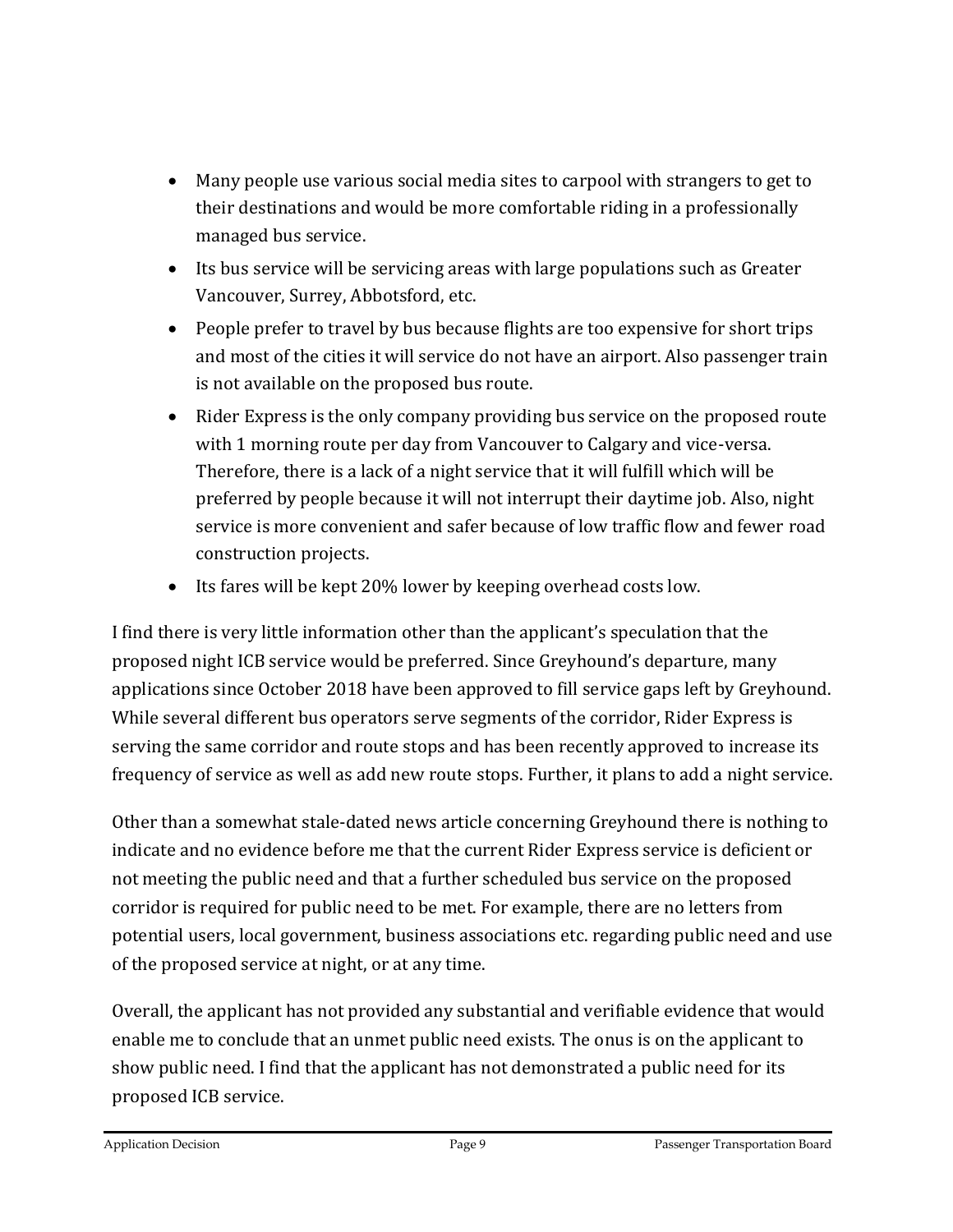- Many people use various social media sites to carpool with strangers to get to their destinations and would be more comfortable riding in a professionally managed bus service.
- Its bus service will be servicing areas with large populations such as Greater Vancouver, Surrey, Abbotsford, etc.
- People prefer to travel by bus because flights are too expensive for short trips and most of the cities it will service do not have an airport. Also passenger train is not available on the proposed bus route.
- Rider Express is the only company providing bus service on the proposed route with 1 morning route per day from Vancouver to Calgary and vice-versa. Therefore, there is a lack of a night service that it will fulfill which will be preferred by people because it will not interrupt their daytime job. Also, night service is more convenient and safer because of low traffic flow and fewer road construction projects.
- Its fares will be kept 20% lower by keeping overhead costs low.

I find there is very little information other than the applicant's speculation that the proposed night ICB service would be preferred. Since Greyhound's departure, many applications since October 2018 have been approved to fill service gaps left by Greyhound. While several different bus operators serve segments of the corridor, Rider Express is serving the same corridor and route stops and has been recently approved to increase its frequency of service as well as add new route stops. Further, it plans to add a night service.

Other than a somewhat stale-dated news article concerning Greyhound there is nothing to indicate and no evidence before me that the current Rider Express service is deficient or not meeting the public need and that a further scheduled bus service on the proposed corridor is required for public need to be met. For example, there are no letters from potential users, local government, business associations etc. regarding public need and use of the proposed service at night, or at any time.

Overall, the applicant has not provided any substantial and verifiable evidence that would enable me to conclude that an unmet public need exists. The onus is on the applicant to show public need. I find that the applicant has not demonstrated a public need for its proposed ICB service.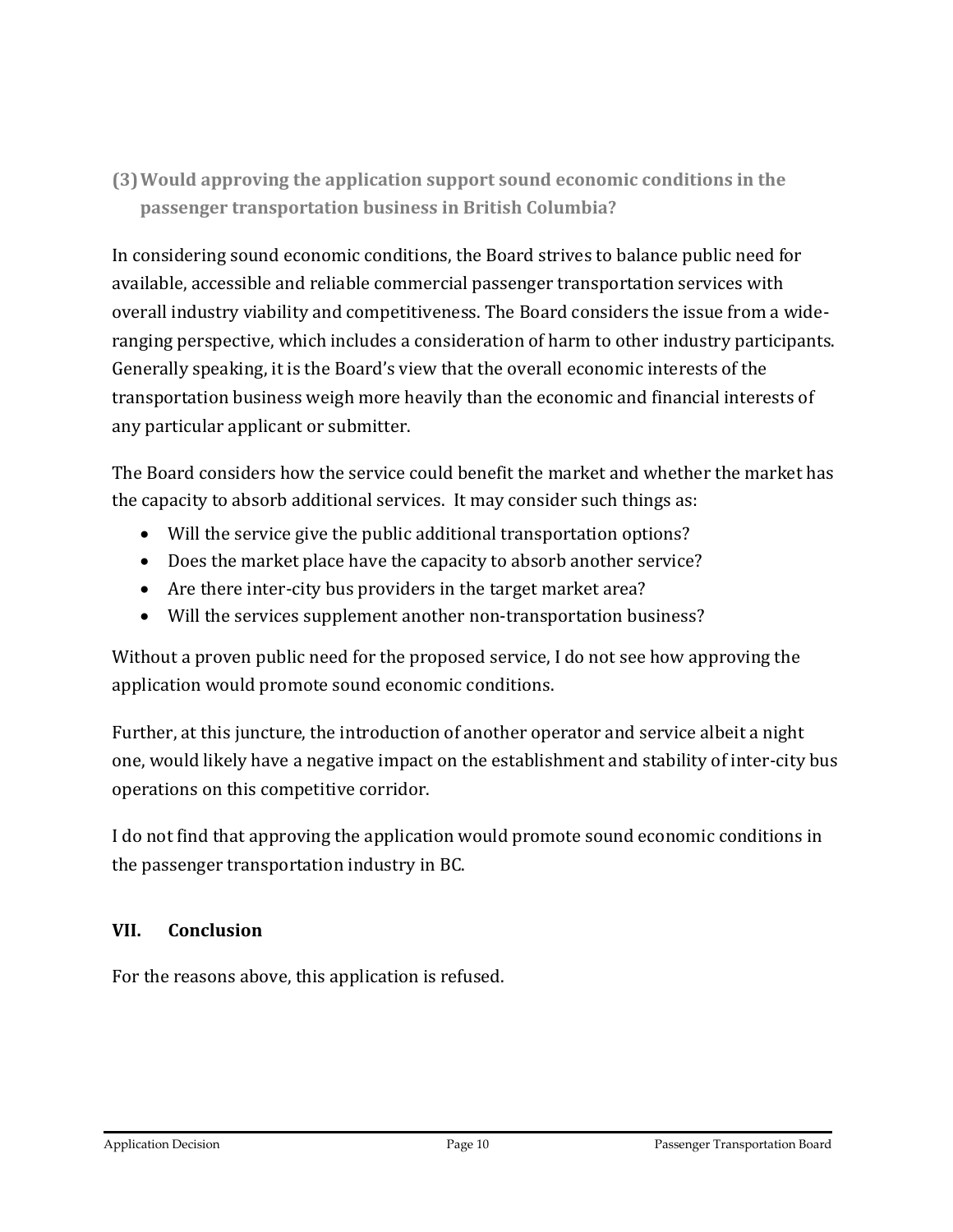### (3) Would approving the application support sound economic conditions in the passenger transportation business in British Columbia?

In considering sound economic conditions, the Board strives to balance public need for available, accessible and reliable commercial passenger transportation services with overall industry viability and competitiveness. The Board considers the issue from a wide-ranging perspective, which includes a consideration of harm to other industry participants. Generally speaking, it is the Board's view that the overall economic interests of the transportation business weigh more heavily than the economic and financial interests of any particular applicant or submitter.

The Board considers how the service could benefit the market and whether the market has the capacity to absorb additional services. It may consider such things as:

- Will the service give the public additional transportation options?
- Does the market place have the capacity to absorb another service?
- Are there inter-city bus providers in the target market area?
- Will the services supplement another non-transportation business?

Without a proven public need for the proposed service, I do not see how approving the application would promote sound economic conditions.

Further, at this juncture, the introduction of another operator and service albeit a night one, would likely have a negative impact on the establishment and stability of inter-city bus operations on this competitive corridor.

I do not find that approving the application would promote sound economic conditions in the passenger transportation industry in BC.

## VII. Conclusion

For the reasons above, this application is refused.